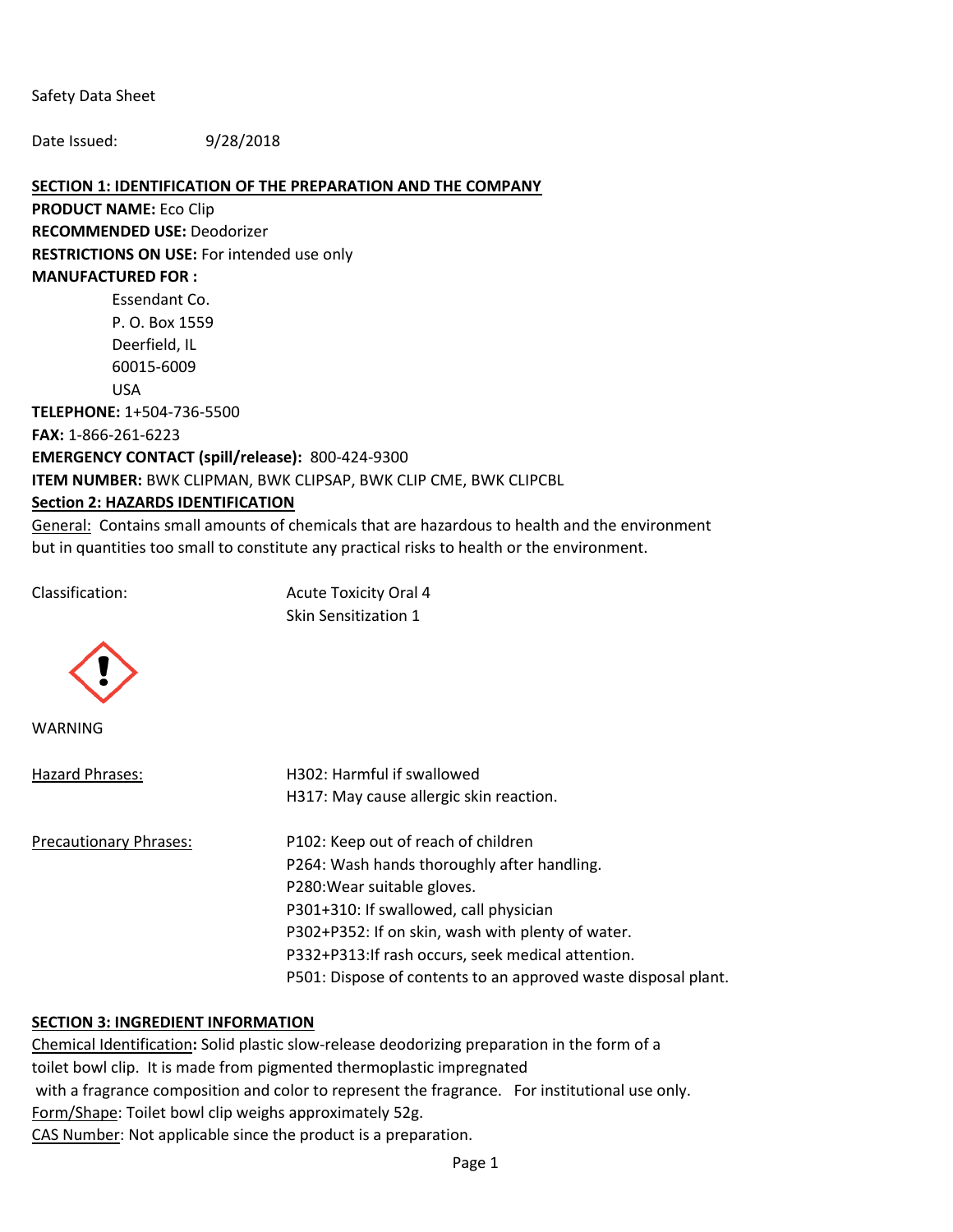Safety Data Sheet

Date Issued: 9/28/2018

## SECTION 1: IDENTIFICATION OF THE PREPARATION AND THE COMPANY

**PRODUCT NAME:** Eco Clip

**RECOMMENDED USE:** Deodorizer

**RESTRICTIONS ON USE:** For intended use only

**MANUFACTURED FOR :**

Essendant Co.
P. O. Box 1559
Deerfield, IL
60015-6009
USA

**TELEPHONE:** 1+504-736-5500

**FAX:** 1-866-261-6223

**EMERGENCY CONTACT (spill/release):** 800-424-9300

**ITEM NUMBER:** BWK CLIPMAN, BWK CLIPSAP, BWK CLIP CME, BWK CLIPCBL

## Section 2: HAZARDS IDENTIFICATION

General: Contains small amounts of chemicals that are hazardous to health and the environment but in quantities too small to constitute any practical risks to health or the environment.

Classification: Acute Toxicity Oral 4
Skin Sensitization 1

WARNING

| Hazard Phrases: | H302: Harmful if swallowed<br>H317: May cause allergic skin reaction. |
|---|---|
| Precautionary Phrases: | P102: Keep out of reach of children<br>P264: Wash hands thoroughly after handling.<br>P280:Wear suitable gloves.<br>P301+310: If swallowed, call physician<br>P302+P352: If on skin, wash with plenty of water.<br>P332+P313:If rash occurs, seek medical attention.<br>P501: Dispose of contents to an approved waste disposal plant. |

## SECTION 3: INGREDIENT INFORMATION

Chemical Identification**:** Solid plastic slow-release deodorizing preparation in the form of a toilet bowl clip. It is made from pigmented thermoplastic impregnated with a fragrance composition and color to represent the fragrance. For institutional use only.

Form/Shape: Toilet bowl clip weighs approximately 52g.

CAS Number: Not applicable since the product is a preparation.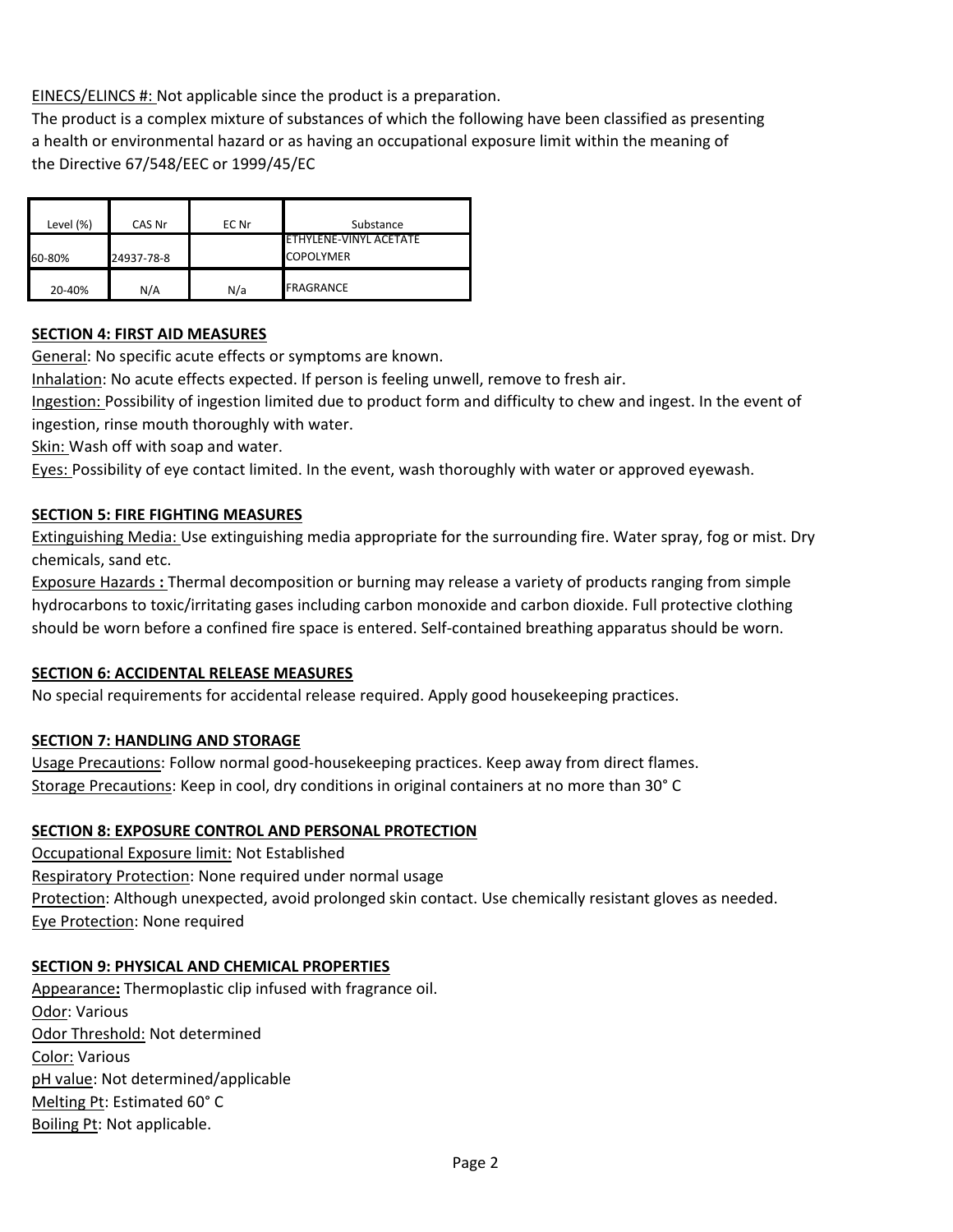EINECS/ELINCS #: Not applicable since the product is a preparation.
The product is a complex mixture of substances of which the following have been classified as presenting a health or environmental hazard or as having an occupational exposure limit within the meaning of the Directive 67/548/EEC or 1999/45/EC

| Level (%) | CAS Nr | EC Nr | Substance |
|---|---|---|---|
| 60-80% | 24937-78-8 | | ETHYLENE-VINYL ACETATE COPOLYMER |
| 20-40% | N/A | N/a | FRAGRANCE |

## SECTION 4: FIRST AID MEASURES

General: No specific acute effects or symptoms are known.
Inhalation: No acute effects expected. If person is feeling unwell, remove to fresh air.
Ingestion: Possibility of ingestion limited due to product form and difficulty to chew and ingest. In the event of ingestion, rinse mouth thoroughly with water.
Skin: Wash off with soap and water.
Eyes: Possibility of eye contact limited. In the event, wash thoroughly with water or approved eyewash.

## SECTION 5: FIRE FIGHTING MEASURES

Extinguishing Media: Use extinguishing media appropriate for the surrounding fire. Water spray, fog or mist. Dry chemicals, sand etc.
Exposure Hazards **:** Thermal decomposition or burning may release a variety of products ranging from simple hydrocarbons to toxic/irritating gases including carbon monoxide and carbon dioxide. Full protective clothing should be worn before a confined fire space is entered. Self-contained breathing apparatus should be worn.

## SECTION 6: ACCIDENTAL RELEASE MEASURES

No special requirements for accidental release required. Apply good housekeeping practices.

## SECTION 7: HANDLING AND STORAGE

Usage Precautions: Follow normal good-housekeeping practices. Keep away from direct flames.
Storage Precautions: Keep in cool, dry conditions in original containers at no more than 30° C

## SECTION 8: EXPOSURE CONTROL AND PERSONAL PROTECTION

Occupational Exposure limit: Not Established
Respiratory Protection: None required under normal usage
Protection: Although unexpected, avoid prolonged skin contact. Use chemically resistant gloves as needed.
Eye Protection: None required

## SECTION 9: PHYSICAL AND CHEMICAL PROPERTIES

Appearance**:** Thermoplastic clip infused with fragrance oil.
Odor: Various
Odor Threshold: Not determined
Color: Various
pH value: Not determined/applicable
Melting Pt: Estimated 60° C
Boiling Pt: Not applicable.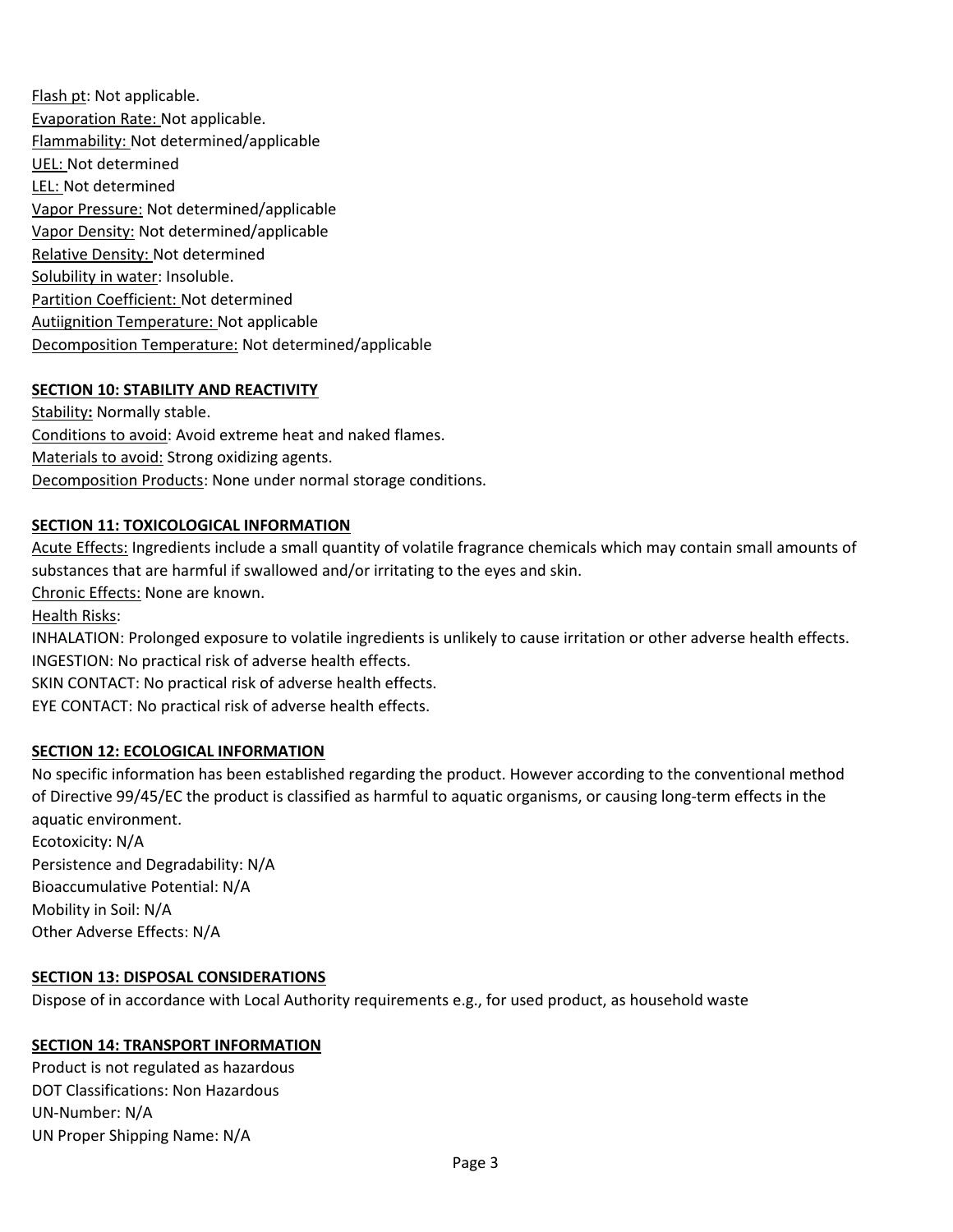Flash pt: Not applicable.
Evaporation Rate: Not applicable.
Flammability: Not determined/applicable
UEL: Not determined
LEL: Not determined
Vapor Pressure: Not determined/applicable
Vapor Density: Not determined/applicable
Relative Density: Not determined
Solubility in water: Insoluble.
Partition Coefficient: Not determined
Autiignition Temperature: Not applicable
Decomposition Temperature: Not determined/applicable

## SECTION 10: STABILITY AND REACTIVITY

Stability**:** Normally stable.
Conditions to avoid: Avoid extreme heat and naked flames.
Materials to avoid: Strong oxidizing agents.
Decomposition Products: None under normal storage conditions.

## SECTION 11: TOXICOLOGICAL INFORMATION

Acute Effects: Ingredients include a small quantity of volatile fragrance chemicals which may contain small amounts of substances that are harmful if swallowed and/or irritating to the eyes and skin.
Chronic Effects: None are known.
Health Risks:
INHALATION: Prolonged exposure to volatile ingredients is unlikely to cause irritation or other adverse health effects.
INGESTION: No practical risk of adverse health effects.
SKIN CONTACT: No practical risk of adverse health effects.
EYE CONTACT: No practical risk of adverse health effects.

## SECTION 12: ECOLOGICAL INFORMATION

No specific information has been established regarding the product. However according to the conventional method of Directive 99/45/EC the product is classified as harmful to aquatic organisms, or causing long-term effects in the aquatic environment.
Ecotoxicity: N/A
Persistence and Degradability: N/A
Bioaccumulative Potential: N/A
Mobility in Soil: N/A
Other Adverse Effects: N/A

## SECTION 13: DISPOSAL CONSIDERATIONS

Dispose of in accordance with Local Authority requirements e.g., for used product, as household waste

## SECTION 14: TRANSPORT INFORMATION

Product is not regulated as hazardous
DOT Classifications: Non Hazardous
UN-Number: N/A
UN Proper Shipping Name: N/A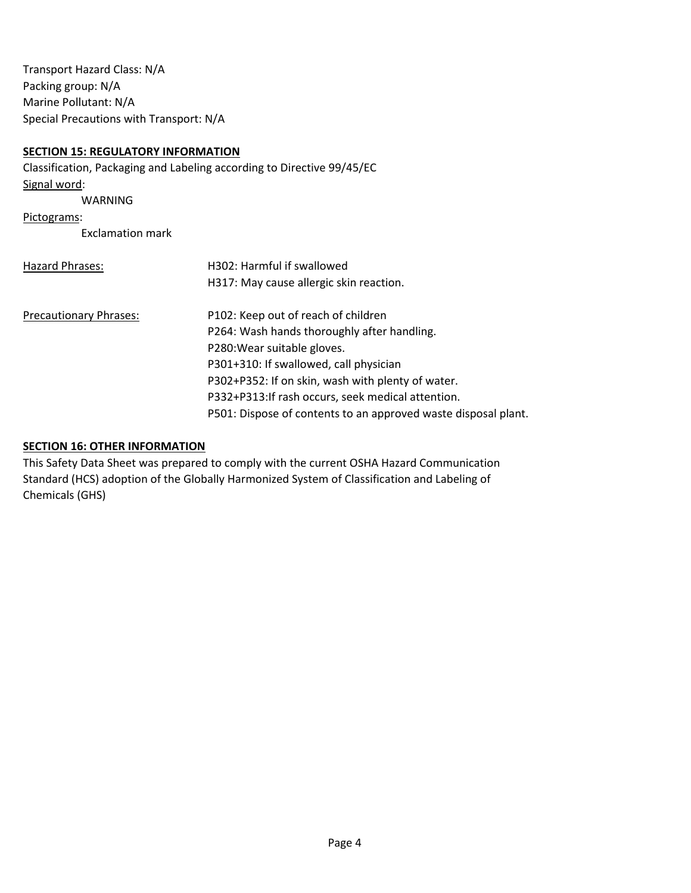Transport Hazard Class: N/A
Packing group: N/A
Marine Pollutant: N/A
Special Precautions with Transport: N/A

**SECTION 15: REGULATORY INFORMATION**

Classification, Packaging and Labeling according to Directive 99/45/EC

Signal word:

WARNING

Pictograms:

Exclamation mark

| | |
|---|---|
| Hazard Phrases: | H302: Harmful if swallowed<br>H317: May cause allergic skin reaction. |
| Precautionary Phrases: | P102: Keep out of reach of children<br>P264: Wash hands thoroughly after handling.<br>P280:Wear suitable gloves.<br>P301+310: If swallowed, call physician<br>P302+P352: If on skin, wash with plenty of water.<br>P332+P313:If rash occurs, seek medical attention.<br>P501: Dispose of contents to an approved waste disposal plant. |

**SECTION 16: OTHER INFORMATION**

This Safety Data Sheet was prepared to comply with the current OSHA Hazard Communication Standard (HCS) adoption of the Globally Harmonized System of Classification and Labeling of Chemicals (GHS)